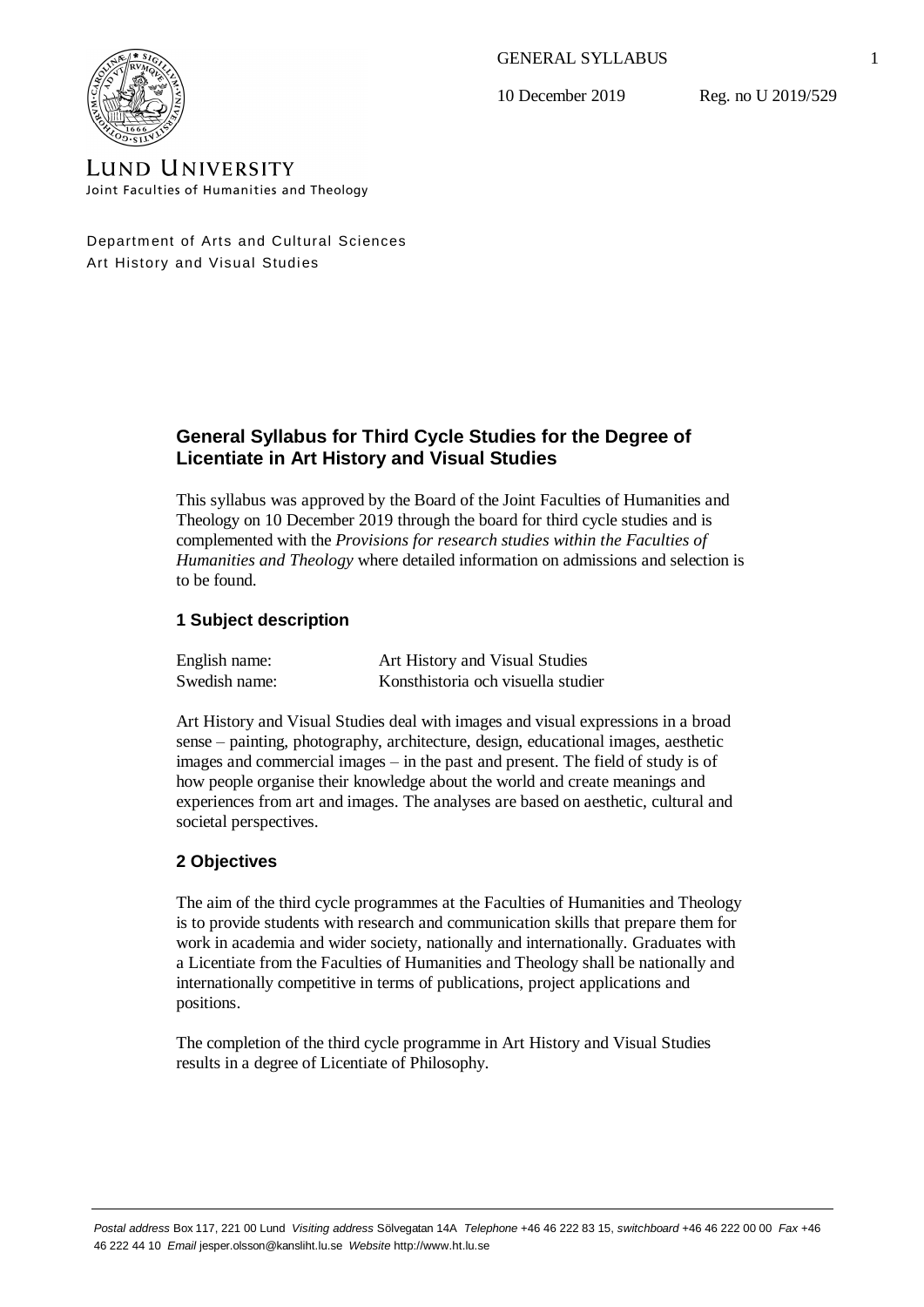GENERAL SYLLABUS

10 December 2019 Reg. no U 2019/529

LUND UNIVERSITY
Joint Faculties of Humanities and Theology

Department of Arts and Cultural Sciences
Art History and Visual Studies

## General Syllabus for Third Cycle Studies for the Degree of Licentiate in Art History and Visual Studies

This syllabus was approved by the Board of the Joint Faculties of Humanities and Theology on 10 December 2019 through the board for third cycle studies and is complemented with the *Provisions for research studies within the Faculties of Humanities and Theology* where detailed information on admissions and selection is to be found.

### 1 Subject description

| | |
|---|---|
| English name: | Art History and Visual Studies |
| Swedish name: | Konsthistoria och visuella studier |

Art History and Visual Studies deal with images and visual expressions in a broad sense – painting, photography, architecture, design, educational images, aesthetic images and commercial images – in the past and present. The field of study is of how people organise their knowledge about the world and create meanings and experiences from art and images. The analyses are based on aesthetic, cultural and societal perspectives.

### 2 Objectives

The aim of the third cycle programmes at the Faculties of Humanities and Theology is to provide students with research and communication skills that prepare them for work in academia and wider society, nationally and internationally. Graduates with a Licentiate from the Faculties of Humanities and Theology shall be nationally and internationally competitive in terms of publications, project applications and positions.

The completion of the third cycle programme in Art History and Visual Studies results in a degree of Licentiate of Philosophy.

*Postal address* Box 117, 221 00 Lund *Visiting address* Sölvegatan 14A *Telephone* +46 46 222 83 15, *switchboard* +46 46 222 00 00 *Fax* +46 46 222 44 10 *Email* jesper.olsson@kansliht.lu.se *Website* http://www.ht.lu.se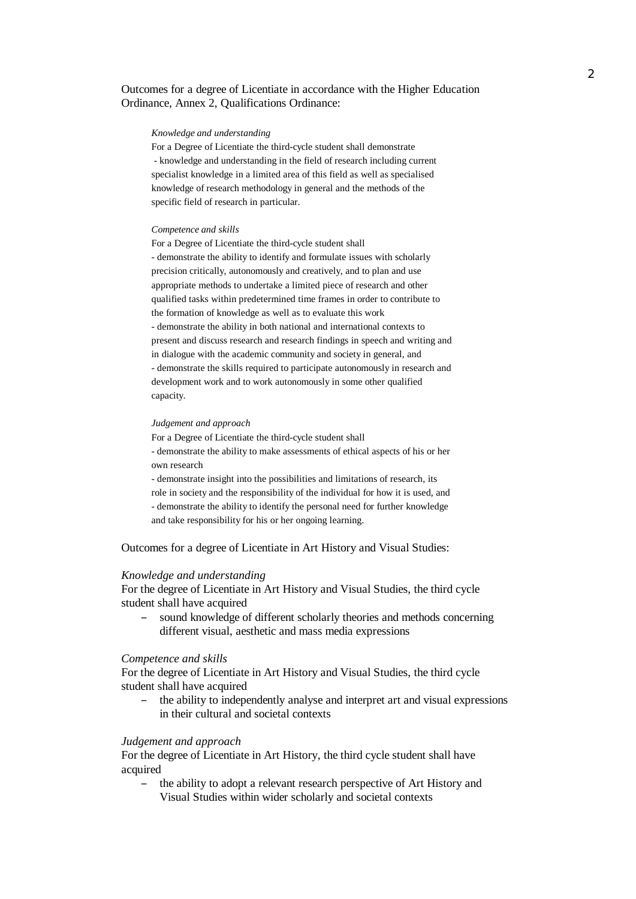Outcomes for a degree of Licentiate in accordance with the Higher Education Ordinance, Annex 2, Qualifications Ordinance:

> *Knowledge and understanding*
>
> For a Degree of Licentiate the third-cycle student shall demonstrate
> - knowledge and understanding in the field of research including current specialist knowledge in a limited area of this field as well as specialised knowledge of research methodology in general and the methods of the specific field of research in particular.
>
> *Competence and skills*
>
> For a Degree of Licentiate the third-cycle student shall
> - demonstrate the ability to identify and formulate issues with scholarly precision critically, autonomously and creatively, and to plan and use appropriate methods to undertake a limited piece of research and other qualified tasks within predetermined time frames in order to contribute to the formation of knowledge as well as to evaluate this work
> - demonstrate the ability in both national and international contexts to present and discuss research and research findings in speech and writing and in dialogue with the academic community and society in general, and
> - demonstrate the skills required to participate autonomously in research and development work and to work autonomously in some other qualified capacity.
>
> *Judgement and approach*
>
> For a Degree of Licentiate the third-cycle student shall
> - demonstrate the ability to make assessments of ethical aspects of his or her own research
> - demonstrate insight into the possibilities and limitations of research, its role in society and the responsibility of the individual for how it is used, and
> - demonstrate the ability to identify the personal need for further knowledge and take responsibility for his or her ongoing learning.

Outcomes for a degree of Licentiate in Art History and Visual Studies:

*Knowledge and understanding*

For the degree of Licentiate in Art History and Visual Studies, the third cycle student shall have acquired

- sound knowledge of different scholarly theories and methods concerning different visual, aesthetic and mass media expressions

*Competence and skills*

For the degree of Licentiate in Art History and Visual Studies, the third cycle student shall have acquired

- the ability to independently analyse and interpret art and visual expressions in their cultural and societal contexts

*Judgement and approach*

For the degree of Licentiate in Art History, the third cycle student shall have acquired

- the ability to adopt a relevant research perspective of Art History and Visual Studies within wider scholarly and societal contexts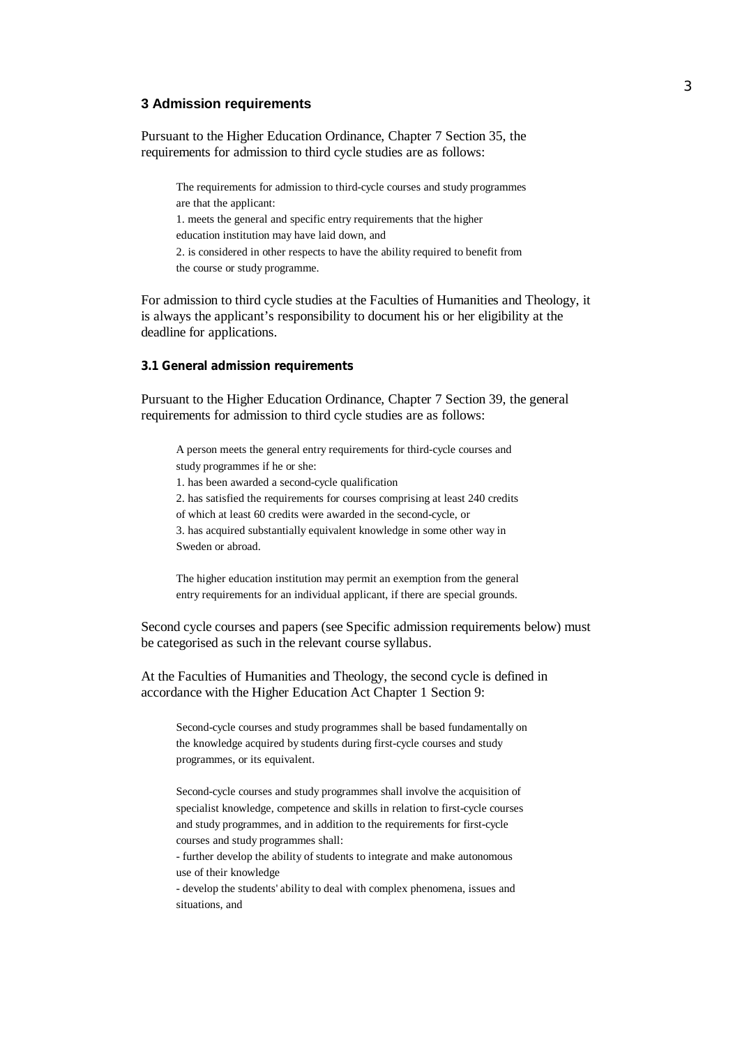## 3 Admission requirements

Pursuant to the Higher Education Ordinance, Chapter 7 Section 35, the requirements for admission to third cycle studies are as follows:

> The requirements for admission to third-cycle courses and study programmes are that the applicant:
> 1. meets the general and specific entry requirements that the higher education institution may have laid down, and
> 2. is considered in other respects to have the ability required to benefit from the course or study programme.

For admission to third cycle studies at the Faculties of Humanities and Theology, it is always the applicant's responsibility to document his or her eligibility at the deadline for applications.

### 3.1 General admission requirements

Pursuant to the Higher Education Ordinance, Chapter 7 Section 39, the general requirements for admission to third cycle studies are as follows:

> A person meets the general entry requirements for third-cycle courses and study programmes if he or she:
> 1. has been awarded a second-cycle qualification
> 2. has satisfied the requirements for courses comprising at least 240 credits of which at least 60 credits were awarded in the second-cycle, or
> 3. has acquired substantially equivalent knowledge in some other way in Sweden or abroad.
>
> The higher education institution may permit an exemption from the general entry requirements for an individual applicant, if there are special grounds.

Second cycle courses and papers (see Specific admission requirements below) must be categorised as such in the relevant course syllabus.

At the Faculties of Humanities and Theology, the second cycle is defined in accordance with the Higher Education Act Chapter 1 Section 9:

> Second-cycle courses and study programmes shall be based fundamentally on the knowledge acquired by students during first-cycle courses and study programmes, or its equivalent.
>
> Second-cycle courses and study programmes shall involve the acquisition of specialist knowledge, competence and skills in relation to first-cycle courses and study programmes, and in addition to the requirements for first-cycle courses and study programmes shall:
> - further develop the ability of students to integrate and make autonomous use of their knowledge
> - develop the students' ability to deal with complex phenomena, issues and situations, and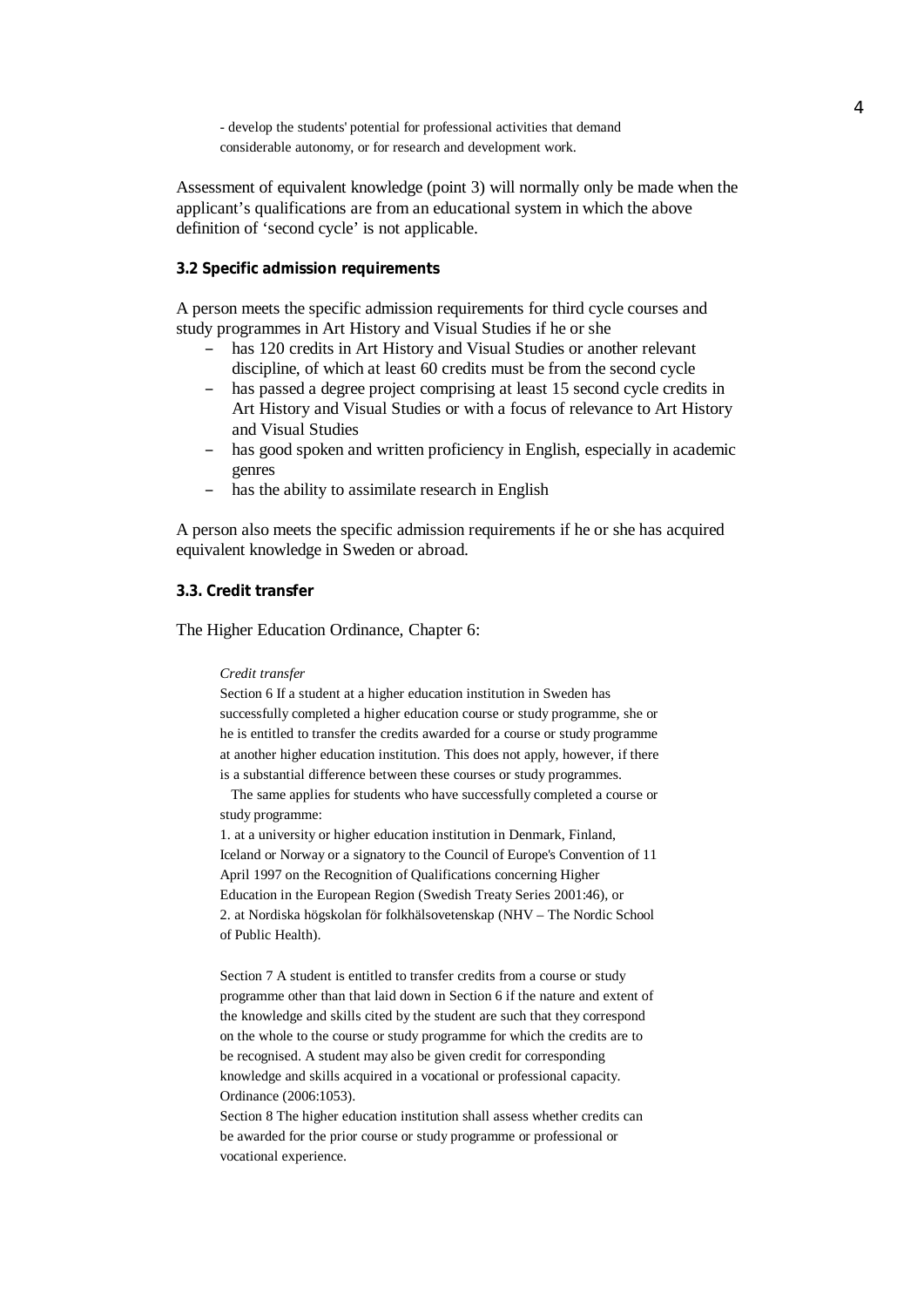- develop the students' potential for professional activities that demand considerable autonomy, or for research and development work.

Assessment of equivalent knowledge (point 3) will normally only be made when the applicant's qualifications are from an educational system in which the above definition of 'second cycle' is not applicable.

### 3.2 Specific admission requirements

A person meets the specific admission requirements for third cycle courses and study programmes in Art History and Visual Studies if he or she

- has 120 credits in Art History and Visual Studies or another relevant discipline, of which at least 60 credits must be from the second cycle
- has passed a degree project comprising at least 15 second cycle credits in Art History and Visual Studies or with a focus of relevance to Art History and Visual Studies
- has good spoken and written proficiency in English, especially in academic genres
- has the ability to assimilate research in English

A person also meets the specific admission requirements if he or she has acquired equivalent knowledge in Sweden or abroad.

### 3.3. Credit transfer

The Higher Education Ordinance, Chapter 6:

> *Credit transfer*
> Section 6 If a student at a higher education institution in Sweden has successfully completed a higher education course or study programme, she or he is entitled to transfer the credits awarded for a course or study programme at another higher education institution. This does not apply, however, if there is a substantial difference between these courses or study programmes.
> The same applies for students who have successfully completed a course or study programme:
> 1. at a university or higher education institution in Denmark, Finland, Iceland or Norway or a signatory to the Council of Europe's Convention of 11 April 1997 on the Recognition of Qualifications concerning Higher Education in the European Region (Swedish Treaty Series 2001:46), or
> 2. at Nordiska högskolan för folkhälsovetenskap (NHV – The Nordic School of Public Health).
>
> Section 7 A student is entitled to transfer credits from a course or study programme other than that laid down in Section 6 if the nature and extent of the knowledge and skills cited by the student are such that they correspond on the whole to the course or study programme for which the credits are to be recognised. A student may also be given credit for corresponding knowledge and skills acquired in a vocational or professional capacity. Ordinance (2006:1053).
> Section 8 The higher education institution shall assess whether credits can be awarded for the prior course or study programme or professional or vocational experience.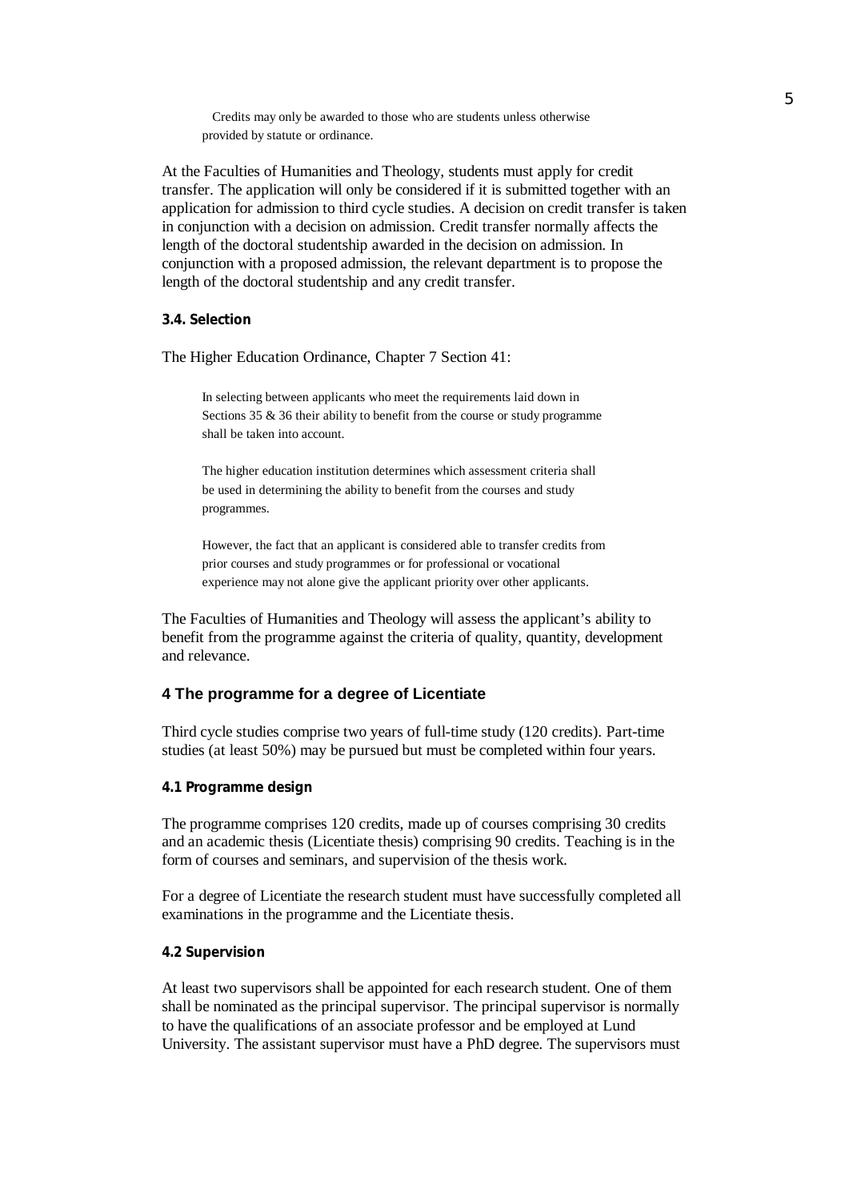> Credits may only be awarded to those who are students unless otherwise provided by statute or ordinance.

At the Faculties of Humanities and Theology, students must apply for credit transfer. The application will only be considered if it is submitted together with an application for admission to third cycle studies. A decision on credit transfer is taken in conjunction with a decision on admission. Credit transfer normally affects the length of the doctoral studentship awarded in the decision on admission. In conjunction with a proposed admission, the relevant department is to propose the length of the doctoral studentship and any credit transfer.

#### 3.4. Selection

The Higher Education Ordinance, Chapter 7 Section 41:

> In selecting between applicants who meet the requirements laid down in Sections 35 & 36 their ability to benefit from the course or study programme shall be taken into account.
>
> The higher education institution determines which assessment criteria shall be used in determining the ability to benefit from the courses and study programmes.
>
> However, the fact that an applicant is considered able to transfer credits from prior courses and study programmes or for professional or vocational experience may not alone give the applicant priority over other applicants.

The Faculties of Humanities and Theology will assess the applicant's ability to benefit from the programme against the criteria of quality, quantity, development and relevance.

### 4 The programme for a degree of Licentiate

Third cycle studies comprise two years of full-time study (120 credits). Part-time studies (at least 50%) may be pursued but must be completed within four years.

#### 4.1 Programme design

The programme comprises 120 credits, made up of courses comprising 30 credits and an academic thesis (Licentiate thesis) comprising 90 credits. Teaching is in the form of courses and seminars, and supervision of the thesis work.

For a degree of Licentiate the research student must have successfully completed all examinations in the programme and the Licentiate thesis.

#### 4.2 Supervision

At least two supervisors shall be appointed for each research student. One of them shall be nominated as the principal supervisor. The principal supervisor is normally to have the qualifications of an associate professor and be employed at Lund University. The assistant supervisor must have a PhD degree. The supervisors must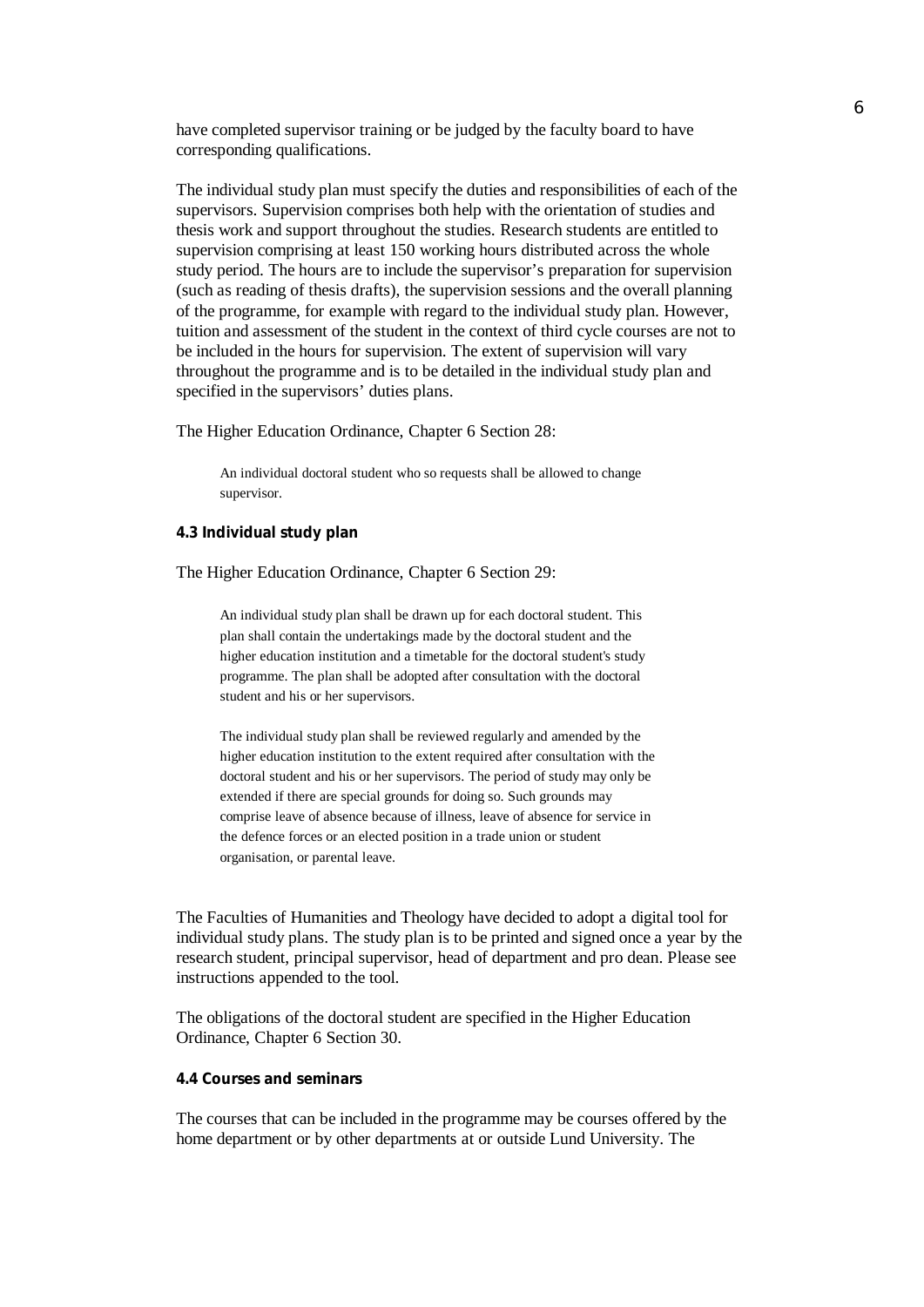have completed supervisor training or be judged by the faculty board to have corresponding qualifications.

The individual study plan must specify the duties and responsibilities of each of the supervisors. Supervision comprises both help with the orientation of studies and thesis work and support throughout the studies. Research students are entitled to supervision comprising at least 150 working hours distributed across the whole study period. The hours are to include the supervisor's preparation for supervision (such as reading of thesis drafts), the supervision sessions and the overall planning of the programme, for example with regard to the individual study plan. However, tuition and assessment of the student in the context of third cycle courses are not to be included in the hours for supervision. The extent of supervision will vary throughout the programme and is to be detailed in the individual study plan and specified in the supervisors' duties plans.

The Higher Education Ordinance, Chapter 6 Section 28:

> An individual doctoral student who so requests shall be allowed to change supervisor.

#### 4.3 Individual study plan

The Higher Education Ordinance, Chapter 6 Section 29:

> An individual study plan shall be drawn up for each doctoral student. This plan shall contain the undertakings made by the doctoral student and the higher education institution and a timetable for the doctoral student's study programme. The plan shall be adopted after consultation with the doctoral student and his or her supervisors.
>
> The individual study plan shall be reviewed regularly and amended by the higher education institution to the extent required after consultation with the doctoral student and his or her supervisors. The period of study may only be extended if there are special grounds for doing so. Such grounds may comprise leave of absence because of illness, leave of absence for service in the defence forces or an elected position in a trade union or student organisation, or parental leave.

The Faculties of Humanities and Theology have decided to adopt a digital tool for individual study plans. The study plan is to be printed and signed once a year by the research student, principal supervisor, head of department and pro dean. Please see instructions appended to the tool.

The obligations of the doctoral student are specified in the Higher Education Ordinance, Chapter 6 Section 30.

#### 4.4 Courses and seminars

The courses that can be included in the programme may be courses offered by the home department or by other departments at or outside Lund University. The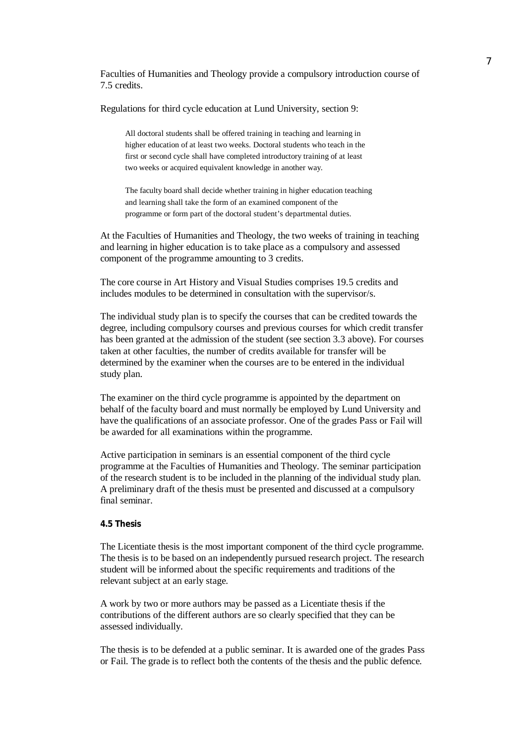Faculties of Humanities and Theology provide a compulsory introduction course of 7.5 credits.

Regulations for third cycle education at Lund University, section 9:

> All doctoral students shall be offered training in teaching and learning in higher education of at least two weeks. Doctoral students who teach in the first or second cycle shall have completed introductory training of at least two weeks or acquired equivalent knowledge in another way.
>
> The faculty board shall decide whether training in higher education teaching and learning shall take the form of an examined component of the programme or form part of the doctoral student's departmental duties.

At the Faculties of Humanities and Theology, the two weeks of training in teaching and learning in higher education is to take place as a compulsory and assessed component of the programme amounting to 3 credits.

The core course in Art History and Visual Studies comprises 19.5 credits and includes modules to be determined in consultation with the supervisor/s.

The individual study plan is to specify the courses that can be credited towards the degree, including compulsory courses and previous courses for which credit transfer has been granted at the admission of the student (see section 3.3 above). For courses taken at other faculties, the number of credits available for transfer will be determined by the examiner when the courses are to be entered in the individual study plan.

The examiner on the third cycle programme is appointed by the department on behalf of the faculty board and must normally be employed by Lund University and have the qualifications of an associate professor. One of the grades Pass or Fail will be awarded for all examinations within the programme.

Active participation in seminars is an essential component of the third cycle programme at the Faculties of Humanities and Theology. The seminar participation of the research student is to be included in the planning of the individual study plan. A preliminary draft of the thesis must be presented and discussed at a compulsory final seminar.

#### 4.5 Thesis

The Licentiate thesis is the most important component of the third cycle programme. The thesis is to be based on an independently pursued research project. The research student will be informed about the specific requirements and traditions of the relevant subject at an early stage.

A work by two or more authors may be passed as a Licentiate thesis if the contributions of the different authors are so clearly specified that they can be assessed individually.

The thesis is to be defended at a public seminar. It is awarded one of the grades Pass or Fail. The grade is to reflect both the contents of the thesis and the public defence.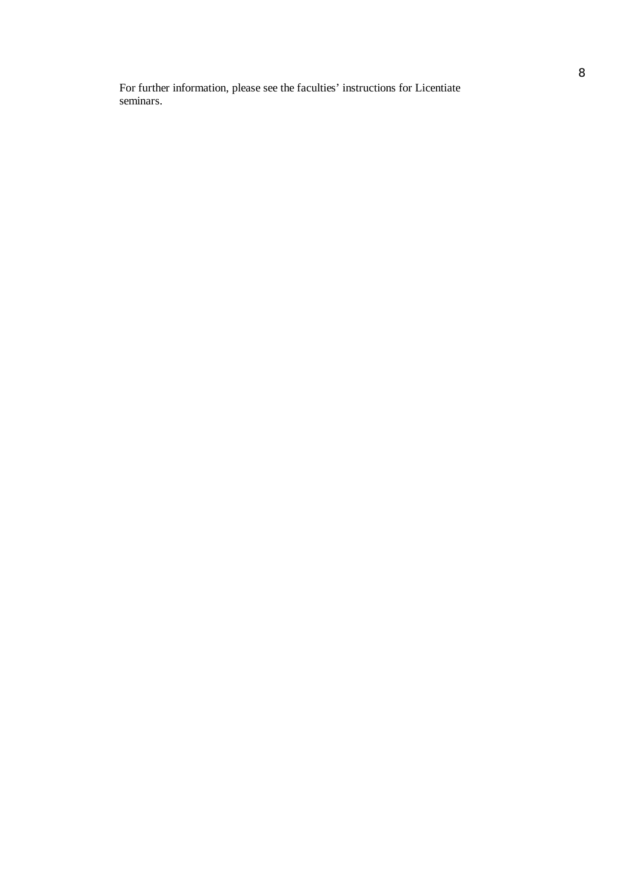For further information, please see the faculties’ instructions for Licentiate seminars.